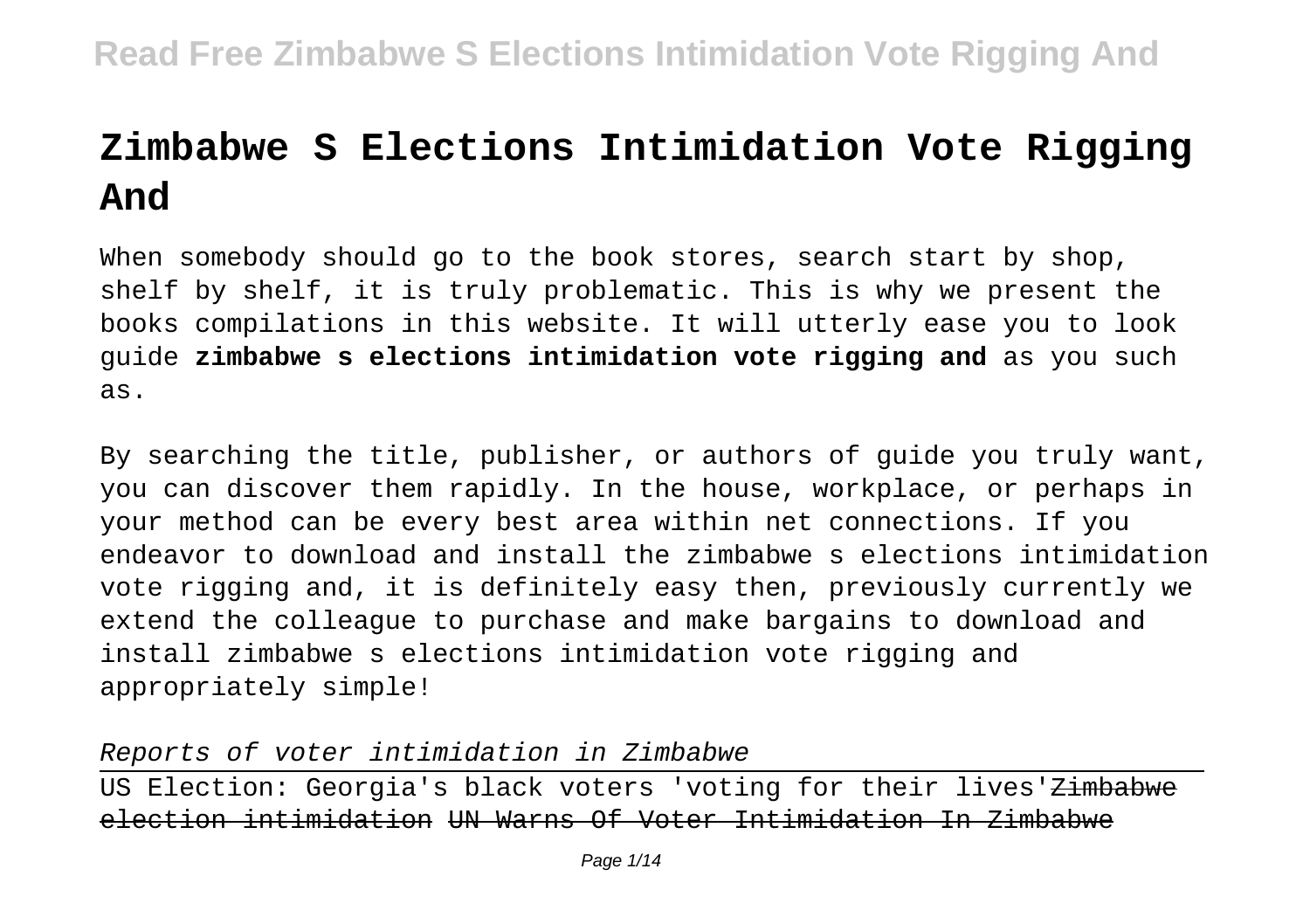# Zimbabwe S Elections Intimidation Vote Rigging And

When somebody should go to the book stores, search start by shop, shelf by shelf, it is truly problematic. This is why we present the books compilations in this website. It will utterly ease you to look guide **zimbabwe s elections intimidation vote rigging and** as you such as.

By searching the title, publisher, or authors of guide you truly want, you can discover them rapidly. In the house, workplace, or perhaps in your method can be every best area within net connections. If you endeavor to download and install the zimbabwe s elections intimidation vote rigging and, it is definitely easy then, previously currently we extend the colleague to purchase and make bargains to download and install zimbabwe s elections intimidation vote rigging and appropriately simple!

*Reports of voter intimidation in Zimbabwe*

US Election: Georgia's black voters 'voting for their lives' ~~Zimbabwe election intimidation~~ ~~UN Warns Of Voter Intimidation In Zimbabwe~~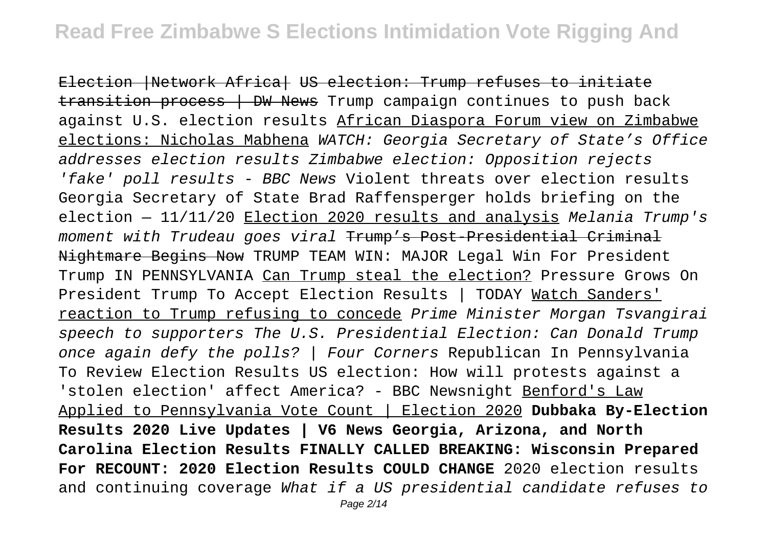Election |Network Africa| US election: Trump refuses to initiate transition process | DW News Trump campaign continues to push back against U.S. election results African Diaspora Forum view on Zimbabwe elections: Nicholas Mabhena *WATCH: Georgia Secretary of State's Office addresses election results* *Zimbabwe election: Opposition rejects 'fake' poll results - BBC News* Violent threats over election results Georgia Secretary of State Brad Raffensperger holds briefing on the election — 11/11/20 Election 2020 results and analysis *Melania Trump's moment with Trudeau goes viral* Trump's Post-Presidential Criminal Nightmare Begins Now TRUMP TEAM WIN: MAJOR Legal Win For President Trump IN PENNSYLVANIA Can Trump steal the election? Pressure Grows On President Trump To Accept Election Results | TODAY Watch Sanders' reaction to Trump refusing to concede *Prime Minister Morgan Tsvangirai speech to supporters* *The U.S. Presidential Election: Can Donald Trump once again defy the polls? | Four Corners* Republican In Pennsylvania To Review Election Results US election: How will protests against a 'stolen election' affect America? - BBC Newsnight Benford's Law Applied to Pennsylvania Vote Count | Election 2020 **Dubbaka By-Election Results 2020 Live Updates | V6 News** **Georgia, Arizona, and North Carolina Election Results FINALLY CALLED** **BREAKING: Wisconsin Prepared For RECOUNT: 2020 Election Results COULD CHANGE** 2020 election results and continuing coverage *What if a US presidential candidate refuses to*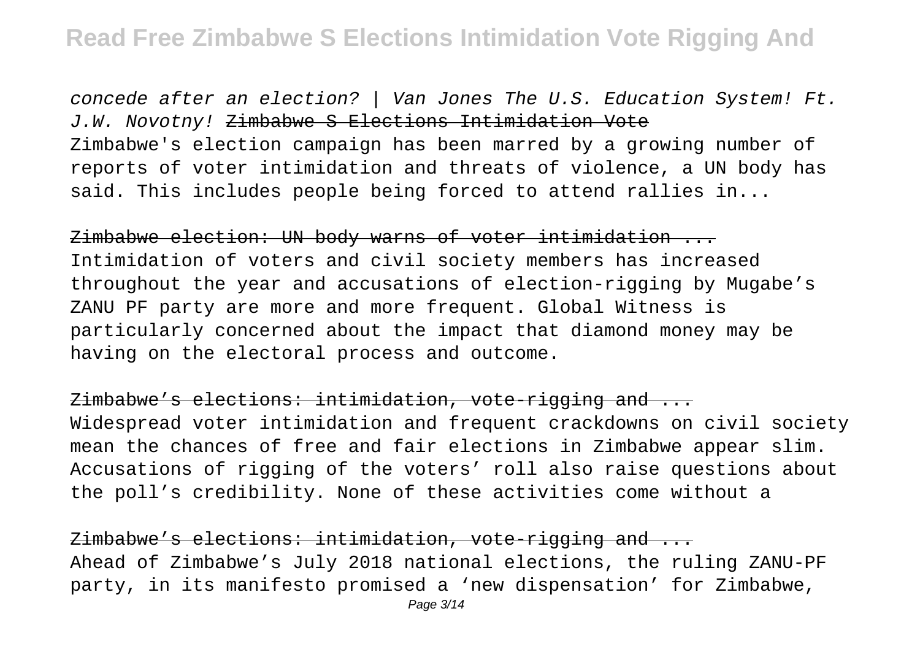concede after an election? | Van Jones The U.S. Education System! Ft. J.W. Novotny! ~~Zimbabwe S Elections Intimidation Vote~~

Zimbabwe's election campaign has been marred by a growing number of reports of voter intimidation and threats of violence, a UN body has said. This includes people being forced to attend rallies in...

~~Zimbabwe election: UN body warns of voter intimidation ...~~

Intimidation of voters and civil society members has increased throughout the year and accusations of election-rigging by Mugabe's ZANU PF party are more and more frequent. Global Witness is particularly concerned about the impact that diamond money may be having on the electoral process and outcome.

~~Zimbabwe's elections: intimidation, vote-rigging and ...~~

Widespread voter intimidation and frequent crackdowns on civil society mean the chances of free and fair elections in Zimbabwe appear slim. Accusations of rigging of the voters' roll also raise questions about the poll's credibility. None of these activities come without a

~~Zimbabwe's elections: intimidation, vote-rigging and ...~~

Ahead of Zimbabwe's July 2018 national elections, the ruling ZANU-PF party, in its manifesto promised a 'new dispensation' for Zimbabwe,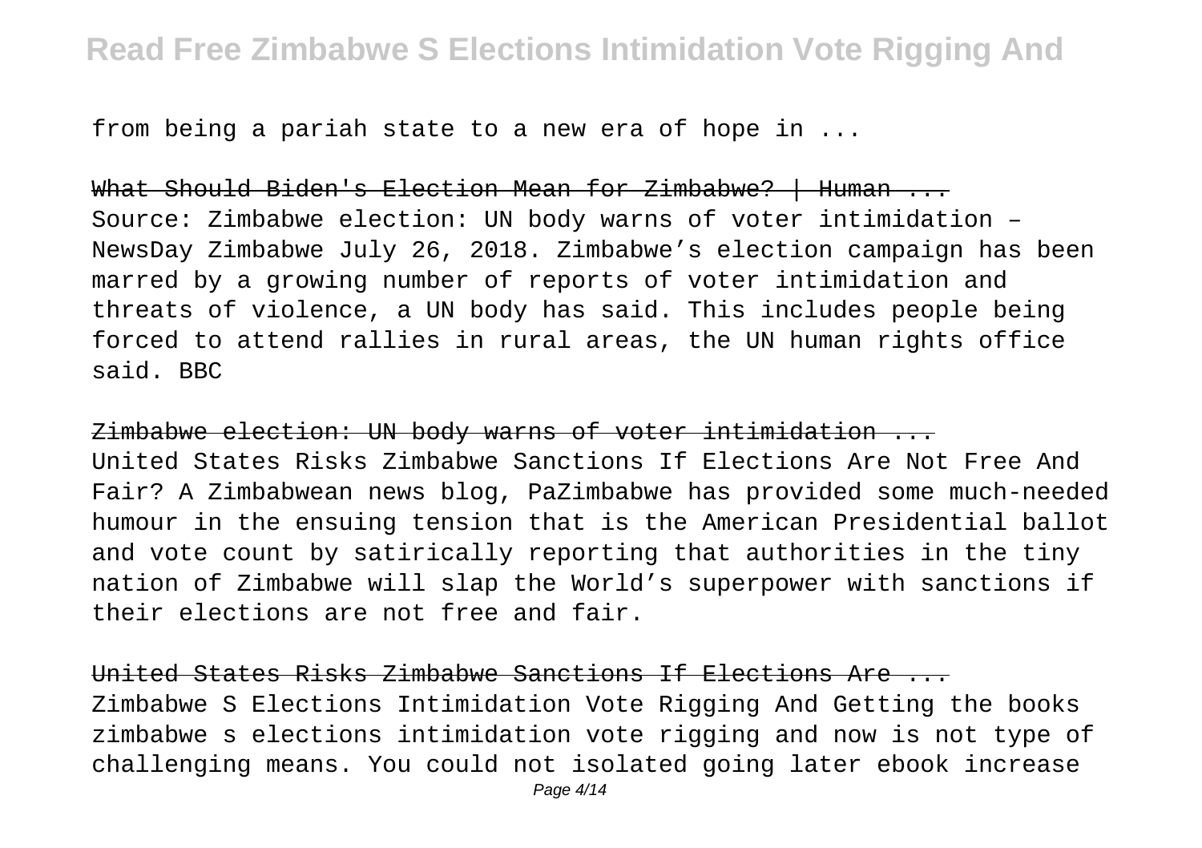from being a pariah state to a new era of hope in ...

What Should Biden's Election Mean for Zimbabwe? | Human ...

Source: Zimbabwe election: UN body warns of voter intimidation – NewsDay Zimbabwe July 26, 2018. Zimbabwe's election campaign has been marred by a growing number of reports of voter intimidation and threats of violence, a UN body has said. This includes people being forced to attend rallies in rural areas, the UN human rights office said. BBC

Zimbabwe election: UN body warns of voter intimidation ...

United States Risks Zimbabwe Sanctions If Elections Are Not Free And Fair? A Zimbabwean news blog, PaZimbabwe has provided some much-needed humour in the ensuing tension that is the American Presidential ballot and vote count by satirically reporting that authorities in the tiny nation of Zimbabwe will slap the World's superpower with sanctions if their elections are not free and fair.

United States Risks Zimbabwe Sanctions If Elections Are ...

Zimbabwe S Elections Intimidation Vote Rigging And Getting the books zimbabwe s elections intimidation vote rigging and now is not type of challenging means. You could not isolated going later ebook increase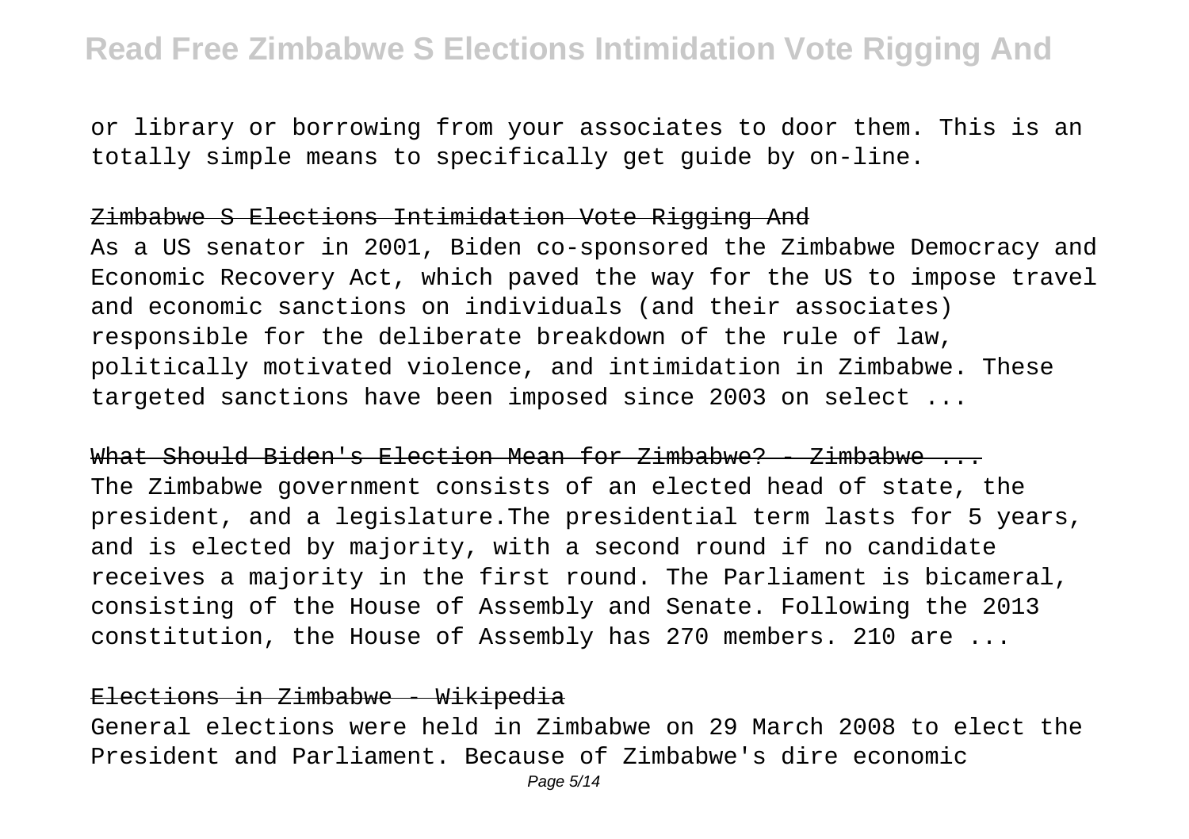or library or borrowing from your associates to door them. This is an totally simple means to specifically get guide by on-line.

~~Zimbabwe S Elections Intimidation Vote Rigging And~~

As a US senator in 2001, Biden co-sponsored the Zimbabwe Democracy and Economic Recovery Act, which paved the way for the US to impose travel and economic sanctions on individuals (and their associates) responsible for the deliberate breakdown of the rule of law, politically motivated violence, and intimidation in Zimbabwe. These targeted sanctions have been imposed since 2003 on select ...

~~What Should Biden's Election Mean for Zimbabwe? - Zimbabwe ...~~

The Zimbabwe government consists of an elected head of state, the president, and a legislature.The presidential term lasts for 5 years, and is elected by majority, with a second round if no candidate receives a majority in the first round. The Parliament is bicameral, consisting of the House of Assembly and Senate. Following the 2013 constitution, the House of Assembly has 270 members. 210 are ...

~~Elections in Zimbabwe - Wikipedia~~

General elections were held in Zimbabwe on 29 March 2008 to elect the President and Parliament. Because of Zimbabwe's dire economic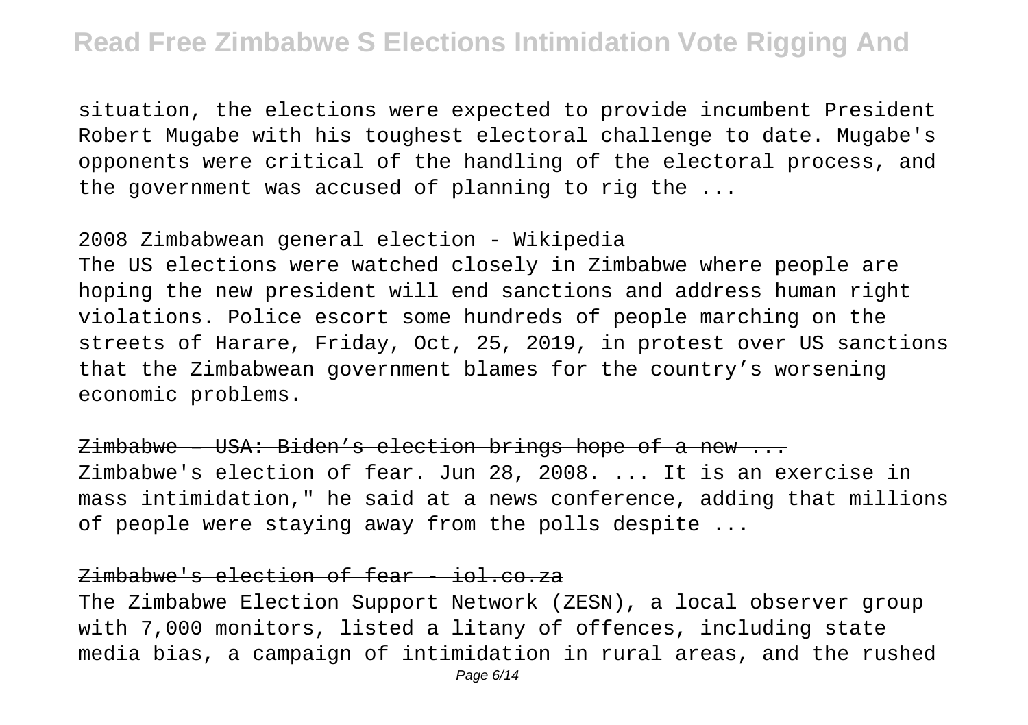situation, the elections were expected to provide incumbent President Robert Mugabe with his toughest electoral challenge to date. Mugabe's opponents were critical of the handling of the electoral process, and the government was accused of planning to rig the ...

2008 Zimbabwean general election - Wikipedia

The US elections were watched closely in Zimbabwe where people are hoping the new president will end sanctions and address human right violations. Police escort some hundreds of people marching on the streets of Harare, Friday, Oct, 25, 2019, in protest over US sanctions that the Zimbabwean government blames for the country's worsening economic problems.

Zimbabwe – USA: Biden's election brings hope of a new ...

Zimbabwe's election of fear. Jun 28, 2008. ... It is an exercise in mass intimidation," he said at a news conference, adding that millions of people were staying away from the polls despite ...

Zimbabwe's election of fear - iol.co.za

The Zimbabwe Election Support Network (ZESN), a local observer group with 7,000 monitors, listed a litany of offences, including state media bias, a campaign of intimidation in rural areas, and the rushed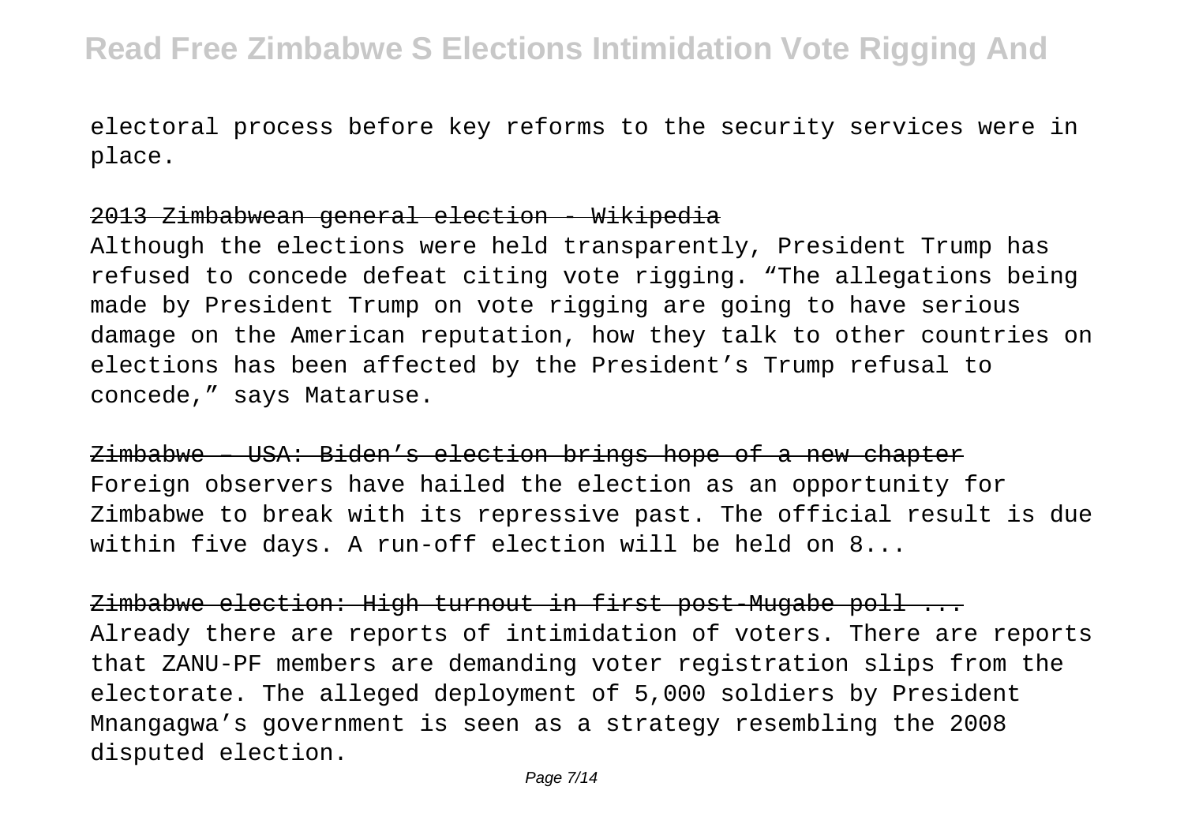electoral process before key reforms to the security services were in place.

2013 Zimbabwean general election - Wikipedia

Although the elections were held transparently, President Trump has refused to concede defeat citing vote rigging. "The allegations being made by President Trump on vote rigging are going to have serious damage on the American reputation, how they talk to other countries on elections has been affected by the President's Trump refusal to concede," says Mataruse.

Zimbabwe – USA: Biden's election brings hope of a new chapter

Foreign observers have hailed the election as an opportunity for Zimbabwe to break with its repressive past. The official result is due within five days. A run-off election will be held on 8...

Zimbabwe election: High turnout in first post-Mugabe poll ...

Already there are reports of intimidation of voters. There are reports that ZANU-PF members are demanding voter registration slips from the electorate. The alleged deployment of 5,000 soldiers by President Mnangagwa's government is seen as a strategy resembling the 2008 disputed election.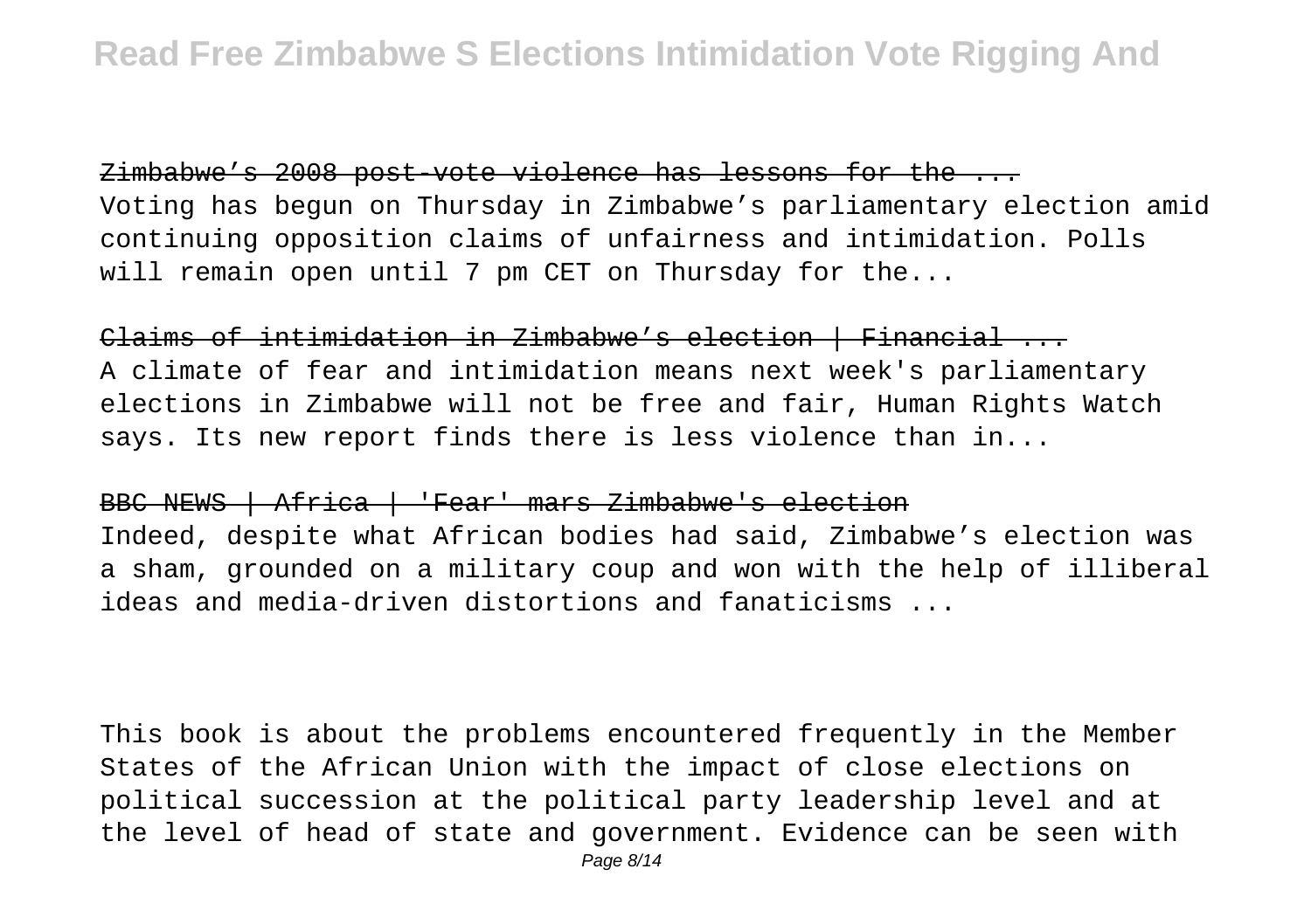Zimbabwe's 2008 post-vote violence has lessons for the ...

Voting has begun on Thursday in Zimbabwe's parliamentary election amid continuing opposition claims of unfairness and intimidation. Polls will remain open until 7 pm CET on Thursday for the...

Claims of intimidation in Zimbabwe's election | Financial ...

A climate of fear and intimidation means next week's parliamentary elections in Zimbabwe will not be free and fair, Human Rights Watch says. Its new report finds there is less violence than in...

BBC NEWS | Africa | 'Fear' mars Zimbabwe's election

Indeed, despite what African bodies had said, Zimbabwe's election was a sham, grounded on a military coup and won with the help of illiberal ideas and media-driven distortions and fanaticisms ...

This book is about the problems encountered frequently in the Member States of the African Union with the impact of close elections on political succession at the political party leadership level and at the level of head of state and government. Evidence can be seen with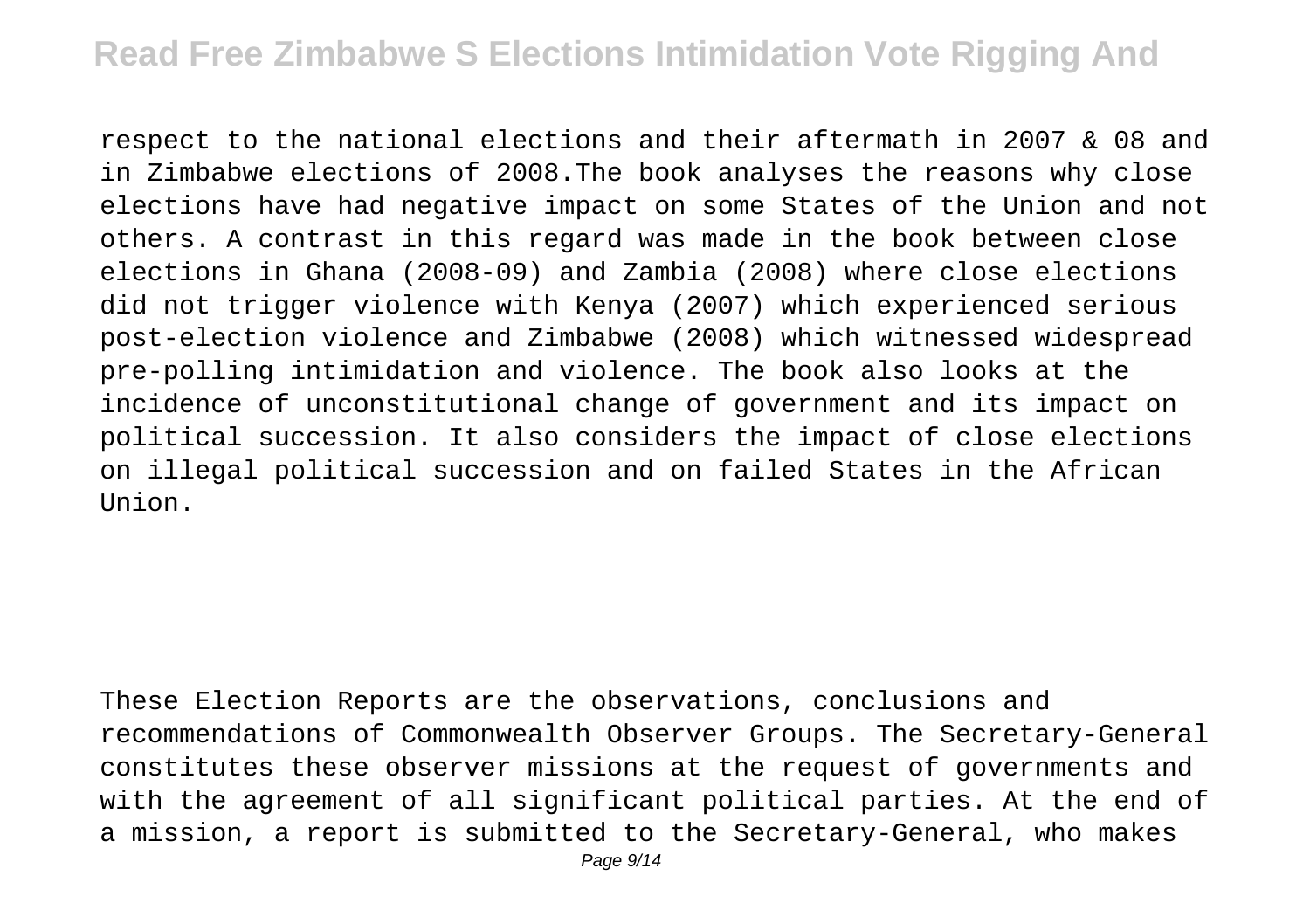respect to the national elections and their aftermath in 2007 & 08 and in Zimbabwe elections of 2008.The book analyses the reasons why close elections have had negative impact on some States of the Union and not others. A contrast in this regard was made in the book between close elections in Ghana (2008-09) and Zambia (2008) where close elections did not trigger violence with Kenya (2007) which experienced serious post-election violence and Zimbabwe (2008) which witnessed widespread pre-polling intimidation and violence. The book also looks at the incidence of unconstitutional change of government and its impact on political succession. It also considers the impact of close elections on illegal political succession and on failed States in the African Union.

These Election Reports are the observations, conclusions and recommendations of Commonwealth Observer Groups. The Secretary-General constitutes these observer missions at the request of governments and with the agreement of all significant political parties. At the end of a mission, a report is submitted to the Secretary-General, who makes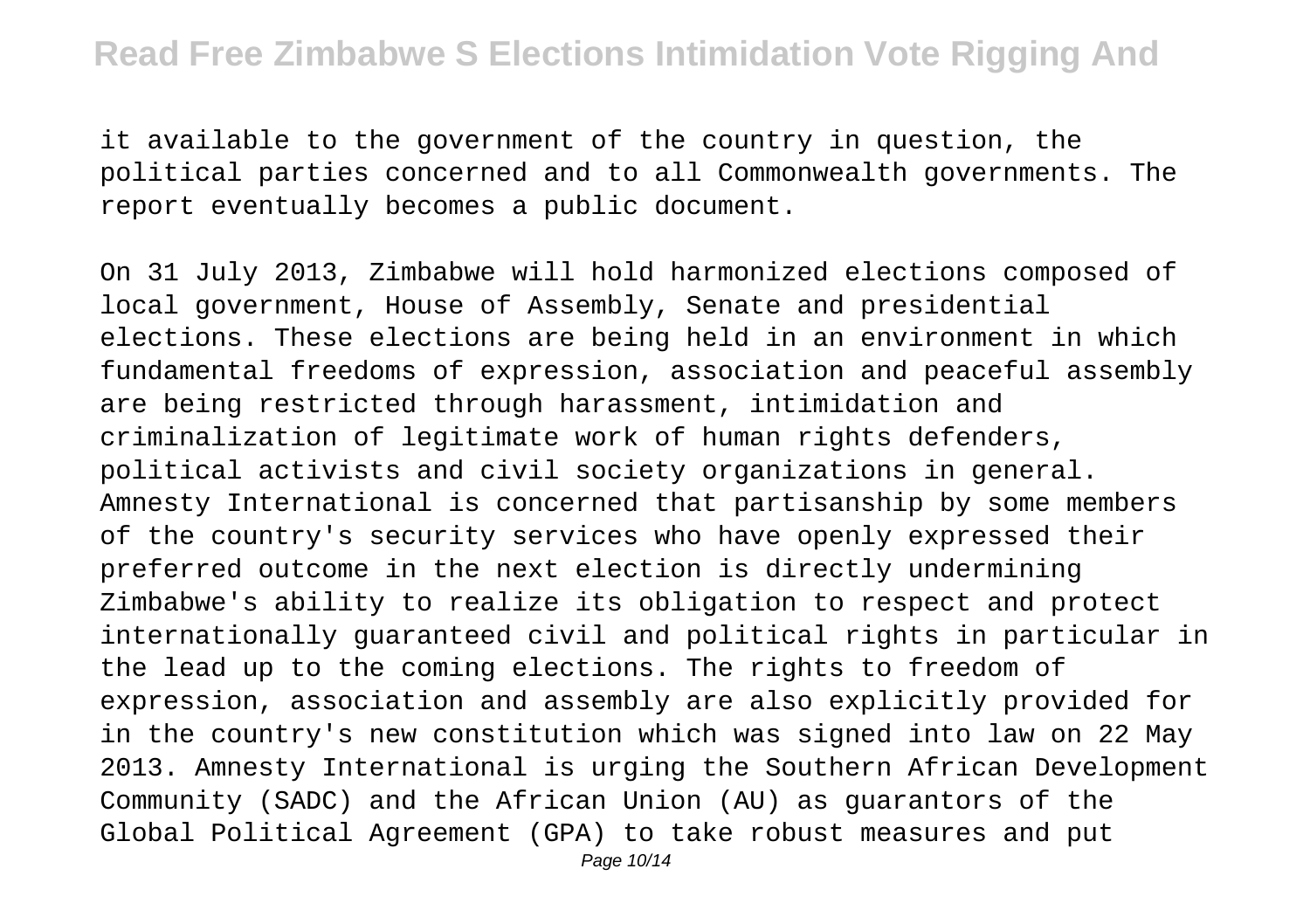it available to the government of the country in question, the political parties concerned and to all Commonwealth governments. The report eventually becomes a public document.

On 31 July 2013, Zimbabwe will hold harmonized elections composed of local government, House of Assembly, Senate and presidential elections. These elections are being held in an environment in which fundamental freedoms of expression, association and peaceful assembly are being restricted through harassment, intimidation and criminalization of legitimate work of human rights defenders, political activists and civil society organizations in general. Amnesty International is concerned that partisanship by some members of the country's security services who have openly expressed their preferred outcome in the next election is directly undermining Zimbabwe's ability to realize its obligation to respect and protect internationally guaranteed civil and political rights in particular in the lead up to the coming elections. The rights to freedom of expression, association and assembly are also explicitly provided for in the country's new constitution which was signed into law on 22 May 2013. Amnesty International is urging the Southern African Development Community (SADC) and the African Union (AU) as guarantors of the Global Political Agreement (GPA) to take robust measures and put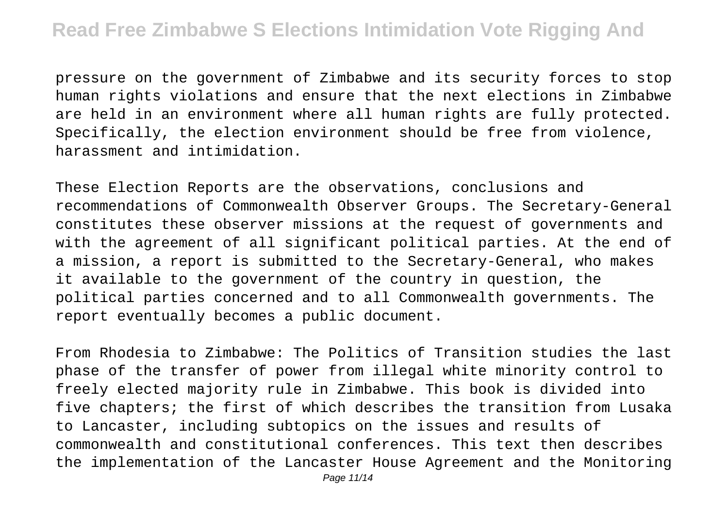pressure on the government of Zimbabwe and its security forces to stop human rights violations and ensure that the next elections in Zimbabwe are held in an environment where all human rights are fully protected. Specifically, the election environment should be free from violence, harassment and intimidation.

These Election Reports are the observations, conclusions and recommendations of Commonwealth Observer Groups. The Secretary-General constitutes these observer missions at the request of governments and with the agreement of all significant political parties. At the end of a mission, a report is submitted to the Secretary-General, who makes it available to the government of the country in question, the political parties concerned and to all Commonwealth governments. The report eventually becomes a public document.

From Rhodesia to Zimbabwe: The Politics of Transition studies the last phase of the transfer of power from illegal white minority control to freely elected majority rule in Zimbabwe. This book is divided into five chapters; the first of which describes the transition from Lusaka to Lancaster, including subtopics on the issues and results of commonwealth and constitutional conferences. This text then describes the implementation of the Lancaster House Agreement and the Monitoring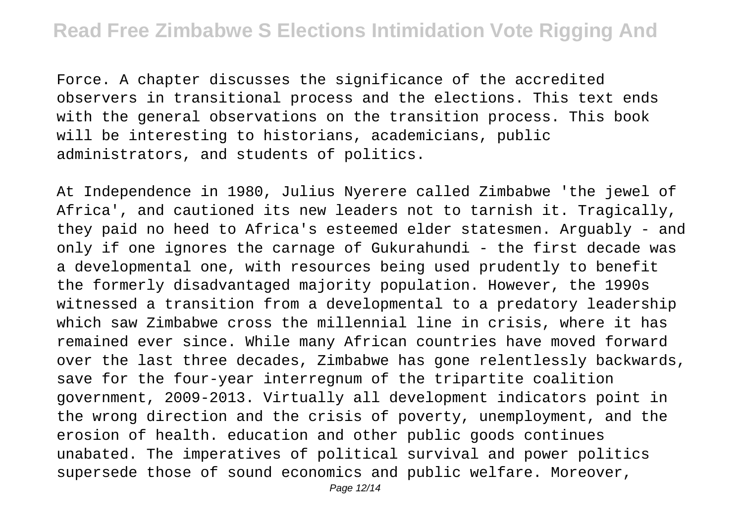Force. A chapter discusses the significance of the accredited observers in transitional process and the elections. This text ends with the general observations on the transition process. This book will be interesting to historians, academicians, public administrators, and students of politics.

At Independence in 1980, Julius Nyerere called Zimbabwe 'the jewel of Africa', and cautioned its new leaders not to tarnish it. Tragically, they paid no heed to Africa's esteemed elder statesmen. Arguably - and only if one ignores the carnage of Gukurahundi - the first decade was a developmental one, with resources being used prudently to benefit the formerly disadvantaged majority population. However, the 1990s witnessed a transition from a developmental to a predatory leadership which saw Zimbabwe cross the millennial line in crisis, where it has remained ever since. While many African countries have moved forward over the last three decades, Zimbabwe has gone relentlessly backwards, save for the four-year interregnum of the tripartite coalition government, 2009-2013. Virtually all development indicators point in the wrong direction and the crisis of poverty, unemployment, and the erosion of health. education and other public goods continues unabated. The imperatives of political survival and power politics supersede those of sound economics and public welfare. Moreover,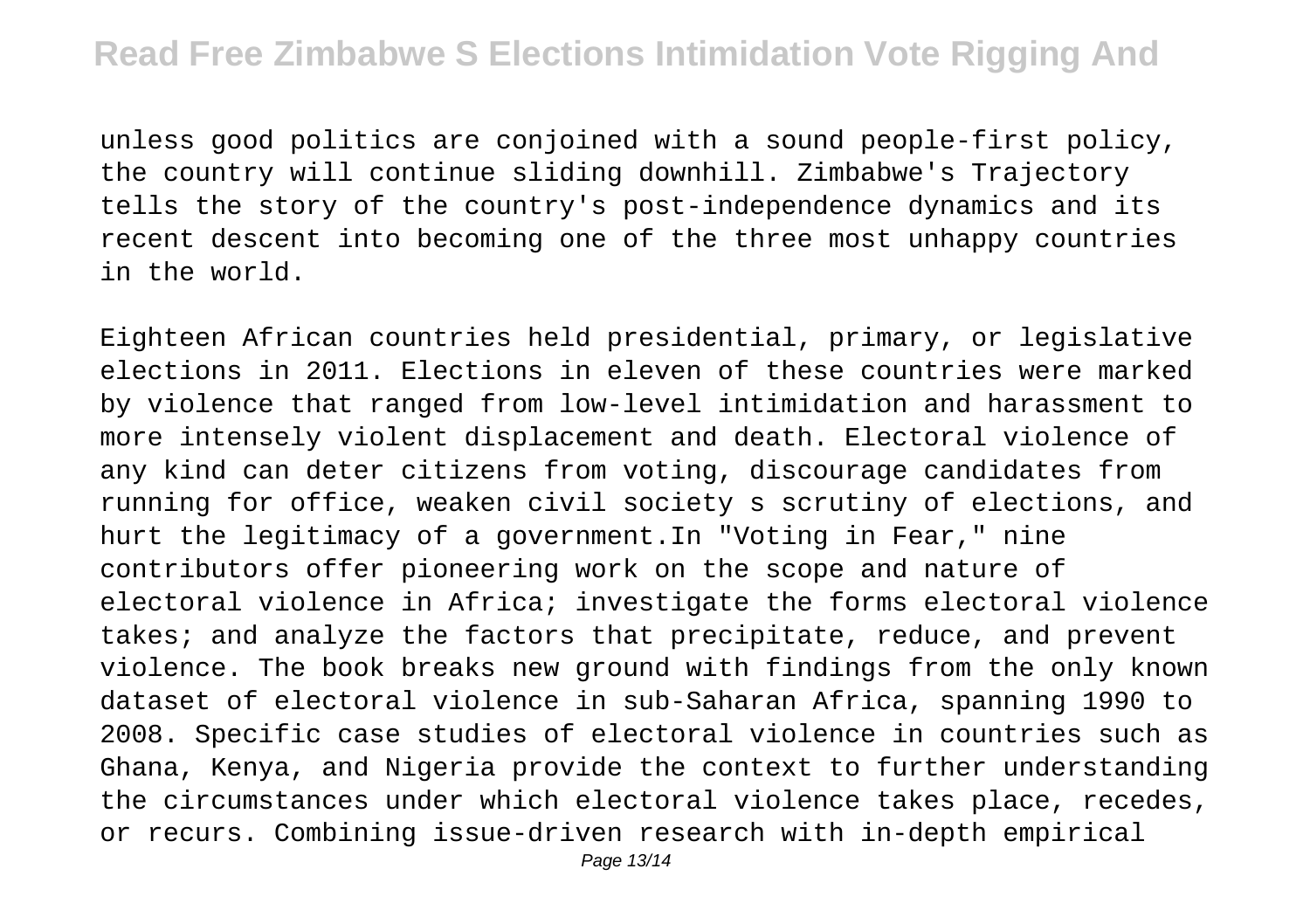unless good politics are conjoined with a sound people-first policy, the country will continue sliding downhill. Zimbabwe's Trajectory tells the story of the country's post-independence dynamics and its recent descent into becoming one of the three most unhappy countries in the world.

Eighteen African countries held presidential, primary, or legislative elections in 2011. Elections in eleven of these countries were marked by violence that ranged from low-level intimidation and harassment to more intensely violent displacement and death. Electoral violence of any kind can deter citizens from voting, discourage candidates from running for office, weaken civil society s scrutiny of elections, and hurt the legitimacy of a government.In "Voting in Fear," nine contributors offer pioneering work on the scope and nature of electoral violence in Africa; investigate the forms electoral violence takes; and analyze the factors that precipitate, reduce, and prevent violence. The book breaks new ground with findings from the only known dataset of electoral violence in sub-Saharan Africa, spanning 1990 to 2008. Specific case studies of electoral violence in countries such as Ghana, Kenya, and Nigeria provide the context to further understanding the circumstances under which electoral violence takes place, recedes, or recurs. Combining issue-driven research with in-depth empirical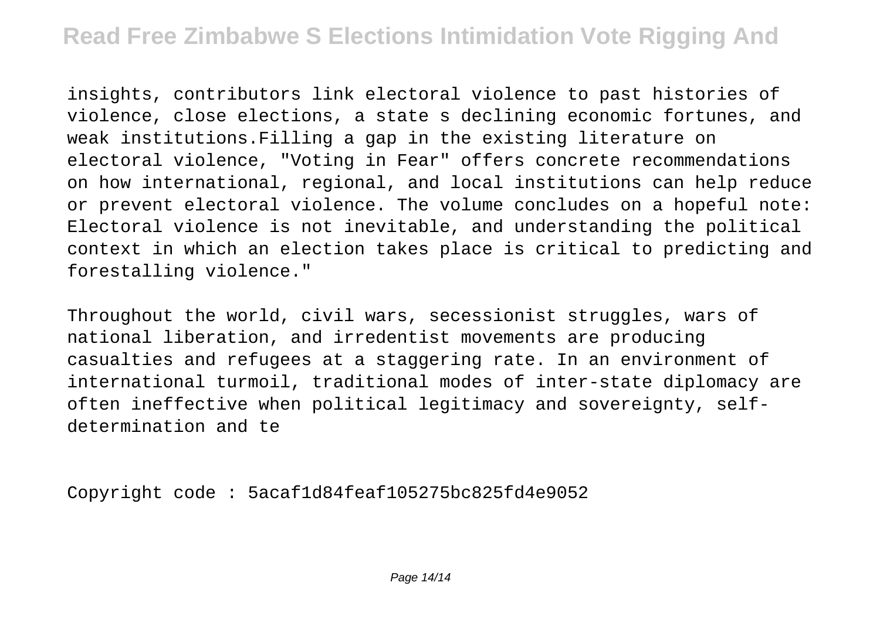insights, contributors link electoral violence to past histories of violence, close elections, a state s declining economic fortunes, and weak institutions.Filling a gap in the existing literature on electoral violence, "Voting in Fear" offers concrete recommendations on how international, regional, and local institutions can help reduce or prevent electoral violence. The volume concludes on a hopeful note: Electoral violence is not inevitable, and understanding the political context in which an election takes place is critical to predicting and forestalling violence."

Throughout the world, civil wars, secessionist struggles, wars of national liberation, and irredentist movements are producing casualties and refugees at a staggering rate. In an environment of international turmoil, traditional modes of inter-state diplomacy are often ineffective when political legitimacy and sovereignty, self-determination and te

Copyright code : 5acaf1d84feaf105275bc825fd4e9052